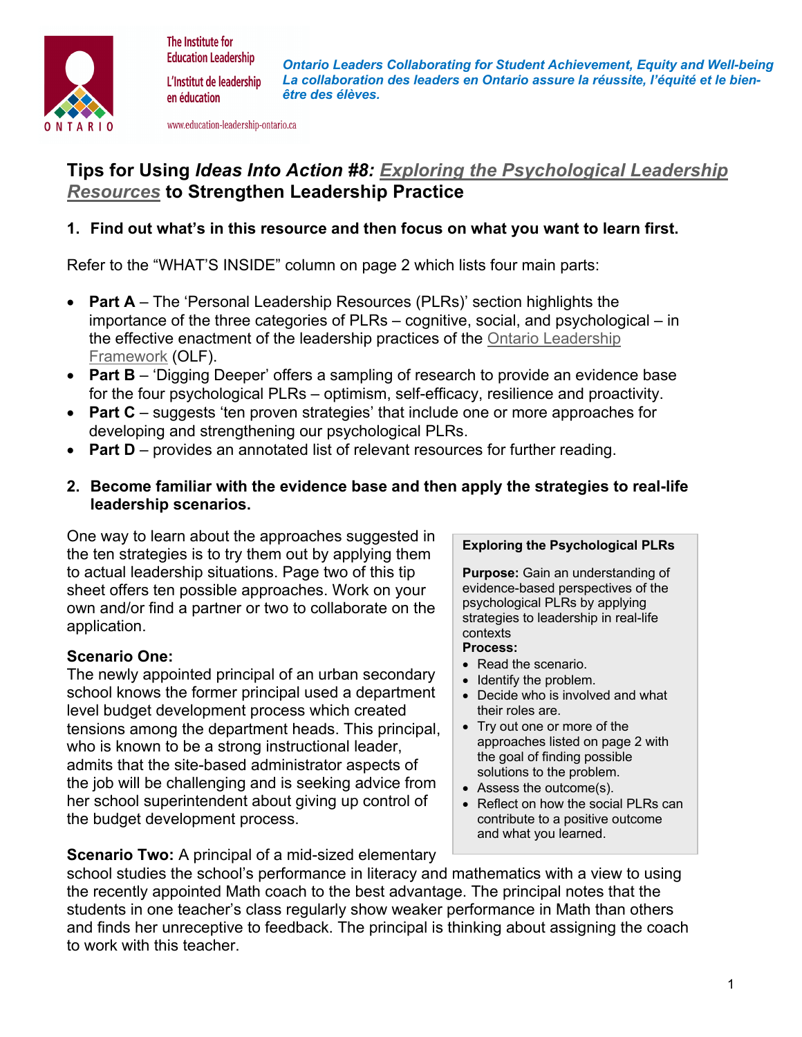The Institute for Education Leadership

L'Institut de leadership en éducation

ONTARIO

www.education-leadership-ontario.ca

***Ontario Leaders Collaborating for Student Achievement, Equity and Well-being***
***La collaboration des leaders en Ontario assure la réussite, l'équité et le bien-être des élèves.***

# Tips for Using *Ideas Into Action #8:* *Exploring the Psychological Leadership Resources* to Strengthen Leadership Practice

## 1. Find out what's in this resource and then focus on what you want to learn first.

Refer to the "WHAT'S INSIDE" column on page 2 which lists four main parts:

- **Part A** – The 'Personal Leadership Resources (PLRs)' section highlights the importance of the three categories of PLRs – cognitive, social, and psychological – in the effective enactment of the leadership practices of the Ontario Leadership Framework (OLF).
- **Part B** – 'Digging Deeper' offers a sampling of research to provide an evidence base for the four psychological PLRs – optimism, self-efficacy, resilience and proactivity.
- **Part C** – suggests 'ten proven strategies' that include one or more approaches for developing and strengthening our psychological PLRs.
- **Part D** – provides an annotated list of relevant resources for further reading.

## 2. Become familiar with the evidence base and then apply the strategies to real-life leadership scenarios.

One way to learn about the approaches suggested in the ten strategies is to try them out by applying them to actual leadership situations. Page two of this tip sheet offers ten possible approaches. Work on your own and/or find a partner or two to collaborate on the application.

> **Exploring the Psychological PLRs**
>
> **Purpose:** Gain an understanding of evidence-based perspectives of the psychological PLRs by applying strategies to leadership in real-life contexts
>
> **Process:**
> - Read the scenario.
> - Identify the problem.
> - Decide who is involved and what their roles are.
> - Try out one or more of the approaches listed on page 2 with the goal of finding possible solutions to the problem.
> - Assess the outcome(s).
> - Reflect on how the social PLRs can contribute to a positive outcome and what you learned.

**Scenario One:**
The newly appointed principal of an urban secondary school knows the former principal used a department level budget development process which created tensions among the department heads. This principal, who is known to be a strong instructional leader, admits that the site-based administrator aspects of the job will be challenging and is seeking advice from her school superintendent about giving up control of the budget development process.

**Scenario Two:** A principal of a mid-sized elementary school studies the school's performance in literacy and mathematics with a view to using the recently appointed Math coach to the best advantage. The principal notes that the students in one teacher's class regularly show weaker performance in Math than others and finds her unreceptive to feedback. The principal is thinking about assigning the coach to work with this teacher.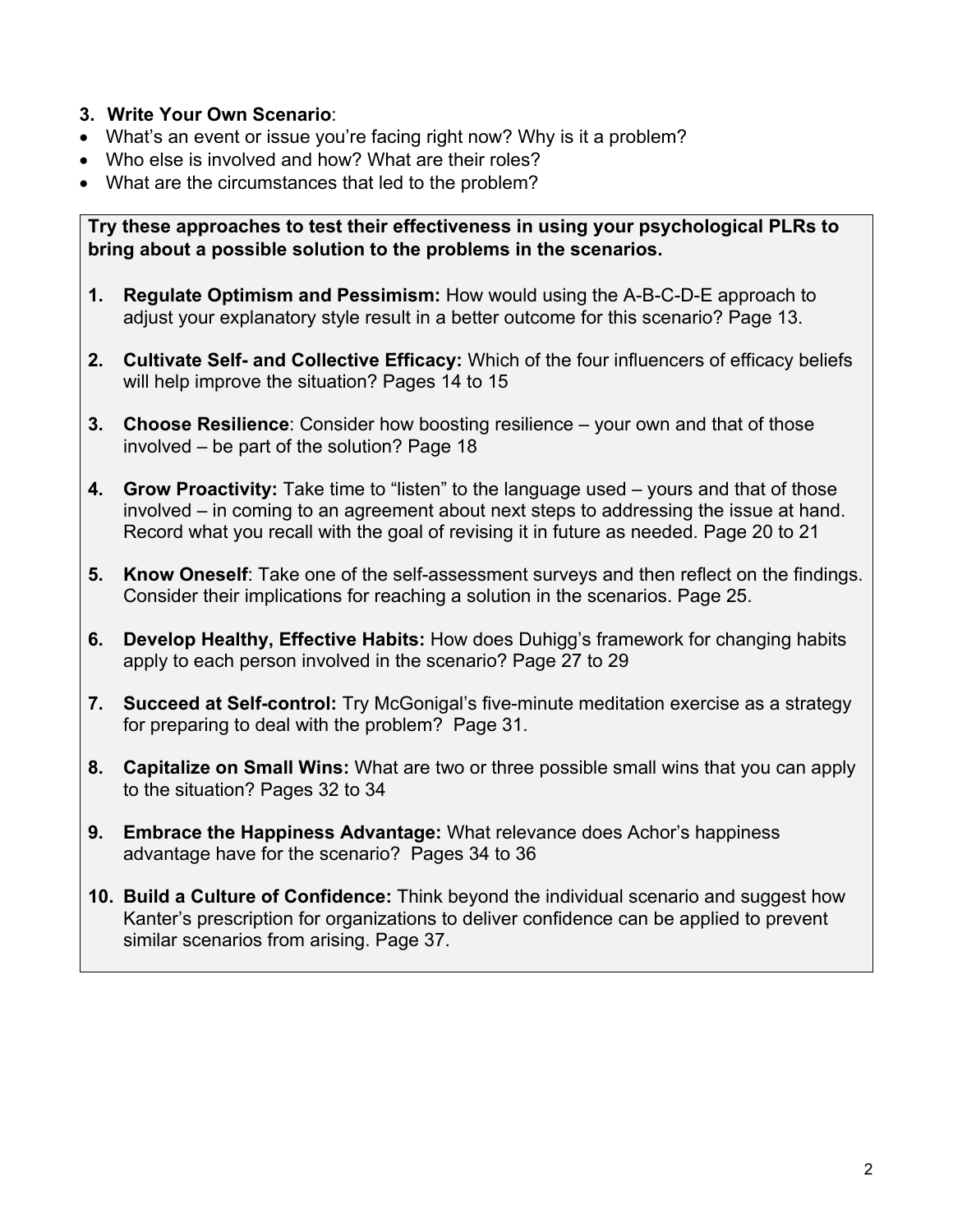3. **Write Your Own Scenario**:

- What's an event or issue you're facing right now? Why is it a problem?
- Who else is involved and how? What are their roles?
- What are the circumstances that led to the problem?

**Try these approaches to test their effectiveness in using your psychological PLRs to bring about a possible solution to the problems in the scenarios.**

1. **Regulate Optimism and Pessimism:** How would using the A-B-C-D-E approach to adjust your explanatory style result in a better outcome for this scenario? Page 13.

2. **Cultivate Self- and Collective Efficacy:** Which of the four influencers of efficacy beliefs will help improve the situation? Pages 14 to 15

3. **Choose Resilience**: Consider how boosting resilience – your own and that of those involved – be part of the solution? Page 18

4. **Grow Proactivity:** Take time to "listen" to the language used – yours and that of those involved – in coming to an agreement about next steps to addressing the issue at hand. Record what you recall with the goal of revising it in future as needed. Page 20 to 21

5. **Know Oneself**: Take one of the self-assessment surveys and then reflect on the findings. Consider their implications for reaching a solution in the scenarios. Page 25.

6. **Develop Healthy, Effective Habits:** How does Duhigg's framework for changing habits apply to each person involved in the scenario? Page 27 to 29

7. **Succeed at Self-control:** Try McGonigal's five-minute meditation exercise as a strategy for preparing to deal with the problem? Page 31.

8. **Capitalize on Small Wins:** What are two or three possible small wins that you can apply to the situation? Pages 32 to 34

9. **Embrace the Happiness Advantage:** What relevance does Achor's happiness advantage have for the scenario? Pages 34 to 36

10. **Build a Culture of Confidence:** Think beyond the individual scenario and suggest how Kanter's prescription for organizations to deliver confidence can be applied to prevent similar scenarios from arising. Page 37.